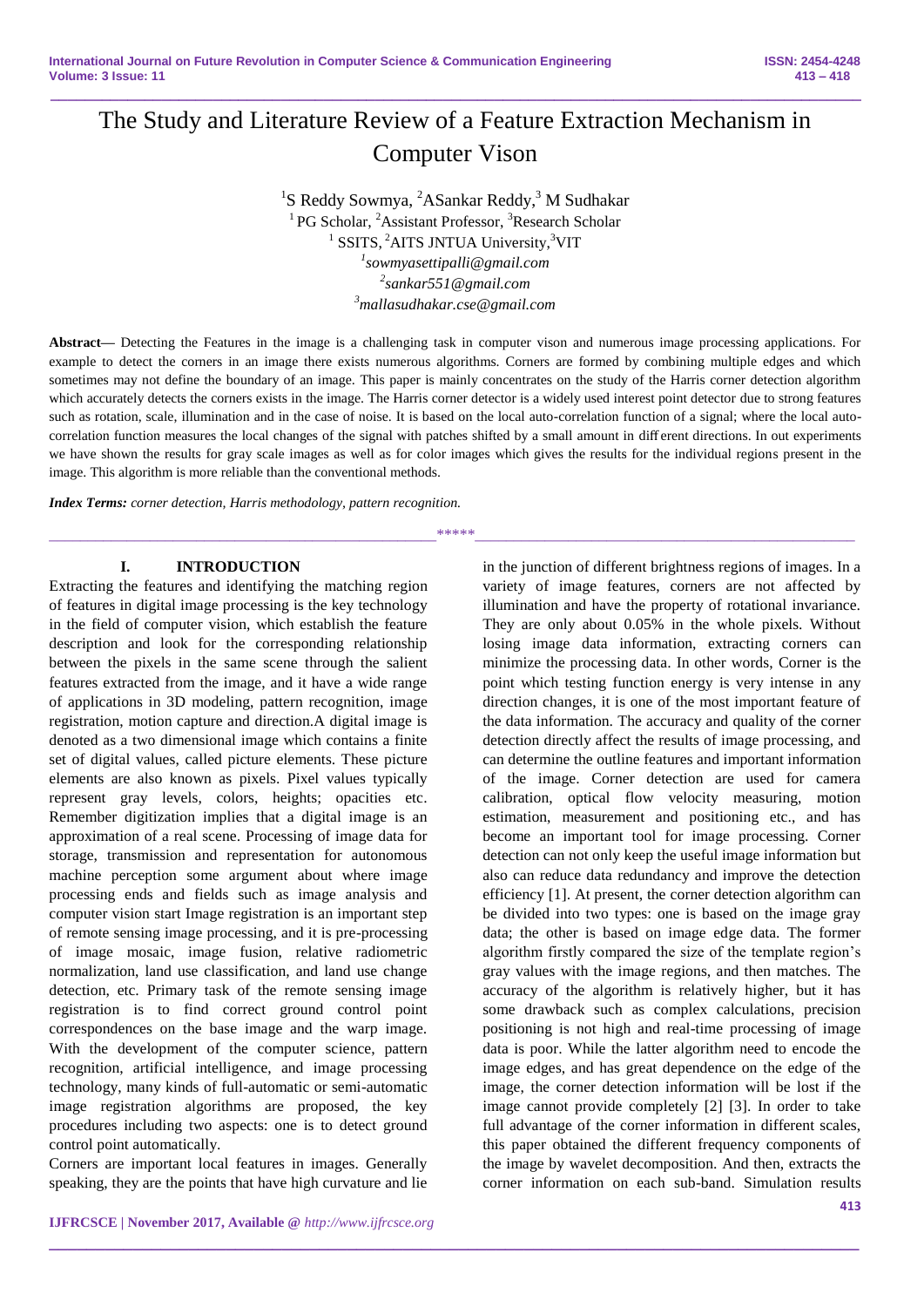# The Study and Literature Review of a Feature Extraction Mechanism in Computer Vison

[1]S Reddy Sowmya, [2]ASankar Reddy,[3] M Sudhakar

[1] PG Scholar, [2]Assistant Professor, [3]Research Scholar

[1] SSITS, [2]AITS JNTUA University,[3]VIT

[1]*sowmyasettipalli@gmail.com*

[2]*sankar551@gmail.com*

[3]*mallasudhakar.cse@gmail.com*

**Abstract—** Detecting the Features in the image is a challenging task in computer vison and numerous image processing applications. For example to detect the corners in an image there exists numerous algorithms. Corners are formed by combining multiple edges and which sometimes may not define the boundary of an image. This paper is mainly concentrates on the study of the Harris corner detection algorithm which accurately detects the corners exists in the image. The Harris corner detector is a widely used interest point detector due to strong features such as rotation, scale, illumination and in the case of noise. It is based on the local auto-correlation function of a signal; where the local auto-correlation function measures the local changes of the signal with patches shifted by a small amount in different directions. In out experiments we have shown the results for gray scale images as well as for color images which gives the results for the individual regions present in the image. This algorithm is more reliable than the conventional methods.

***Index Terms:** corner detection, Harris methodology, pattern recognition.*

\*\*\*\*\*

## I. INTRODUCTION

Extracting the features and identifying the matching region of features in digital image processing is the key technology in the field of computer vision, which establish the feature description and look for the corresponding relationship between the pixels in the same scene through the salient features extracted from the image, and it have a wide range of applications in 3D modeling, pattern recognition, image registration, motion capture and direction.A digital image is denoted as a two dimensional image which contains a finite set of digital values, called picture elements. These picture elements are also known as pixels. Pixel values typically represent gray levels, colors, heights; opacities etc. Remember digitization implies that a digital image is an approximation of a real scene. Processing of image data for storage, transmission and representation for autonomous machine perception some argument about where image processing ends and fields such as image analysis and computer vision start Image registration is an important step of remote sensing image processing, and it is pre-processing of image mosaic, image fusion, relative radiometric normalization, land use classification, and land use change detection, etc. Primary task of the remote sensing image registration is to find correct ground control point correspondences on the base image and the warp image. With the development of the computer science, pattern recognition, artificial intelligence, and image processing technology, many kinds of full-automatic or semi-automatic image registration algorithms are proposed, the key procedures including two aspects: one is to detect ground control point automatically.

Corners are important local features in images. Generally speaking, they are the points that have high curvature and lie in the junction of different brightness regions of images. In a variety of image features, corners are not affected by illumination and have the property of rotational invariance. They are only about 0.05% in the whole pixels. Without losing image data information, extracting corners can minimize the processing data. In other words, Corner is the point which testing function energy is very intense in any direction changes, it is one of the most important feature of the data information. The accuracy and quality of the corner detection directly affect the results of image processing, and can determine the outline features and important information of the image. Corner detection are used for camera calibration, optical flow velocity measuring, motion estimation, measurement and positioning etc., and has become an important tool for image processing. Corner detection can not only keep the useful image information but also can reduce data redundancy and improve the detection efficiency [1]. At present, the corner detection algorithm can be divided into two types: one is based on the image gray data; the other is based on image edge data. The former algorithm firstly compared the size of the template region's gray values with the image regions, and then matches. The accuracy of the algorithm is relatively higher, but it has some drawback such as complex calculations, precision positioning is not high and real-time processing of image data is poor. While the latter algorithm need to encode the image edges, and has great dependence on the edge of the image, the corner detection information will be lost if the image cannot provide completely [2] [3]. In order to take full advantage of the corner information in different scales, this paper obtained the different frequency components of the image by wavelet decomposition. And then, extracts the corner information on each sub-band. Simulation results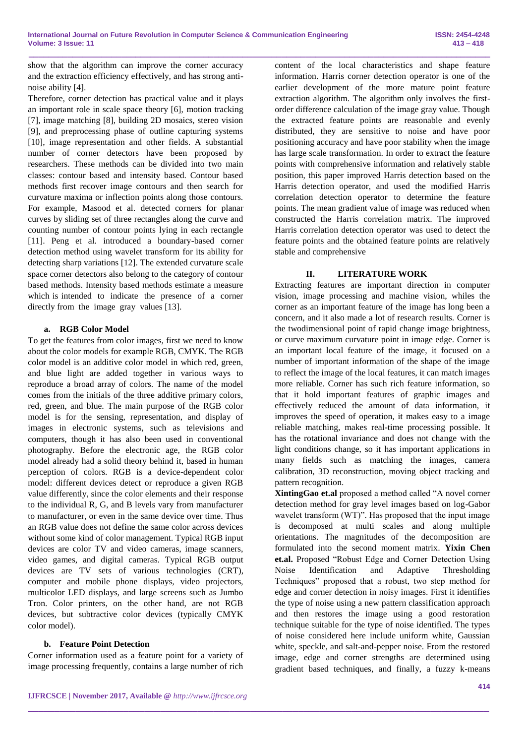show that the algorithm can improve the corner accuracy and the extraction efficiency effectively, and has strong anti-noise ability [4].

Therefore, corner detection has practical value and it plays an important role in scale space theory [6], motion tracking [7], image matching [8], building 2D mosaics, stereo vision [9], and preprocessing phase of outline capturing systems [10], image representation and other fields. A substantial number of corner detectors have been proposed by researchers. These methods can be divided into two main classes: contour based and intensity based. Contour based methods first recover image contours and then search for curvature maxima or inflection points along those contours. For example, Masood et al. detected corners for planar curves by sliding set of three rectangles along the curve and counting number of contour points lying in each rectangle [11]. Peng et al. introduced a boundary-based corner detection method using wavelet transform for its ability for detecting sharp variations [12]. The extended curvature scale space corner detectors also belong to the category of contour based methods. Intensity based methods estimate a measure which is intended to indicate the presence of a corner directly from the image gray values [13].

### a. RGB Color Model

To get the features from color images, first we need to know about the color models for example RGB, CMYK. The RGB color model is an additive color model in which red, green, and blue light are added together in various ways to reproduce a broad array of colors. The name of the model comes from the initials of the three additive primary colors, red, green, and blue. The main purpose of the RGB color model is for the sensing, representation, and display of images in electronic systems, such as televisions and computers, though it has also been used in conventional photography. Before the electronic age, the RGB color model already had a solid theory behind it, based in human perception of colors. RGB is a device-dependent color model: different devices detect or reproduce a given RGB value differently, since the color elements and their response to the individual R, G, and B levels vary from manufacturer to manufacturer, or even in the same device over time. Thus an RGB value does not define the same color across devices without some kind of color management. Typical RGB input devices are color TV and video cameras, image scanners, video games, and digital cameras. Typical RGB output devices are TV sets of various technologies (CRT), computer and mobile phone displays, video projectors, multicolor LED displays, and large screens such as Jumbo Tron. Color printers, on the other hand, are not RGB devices, but subtractive color devices (typically CMYK color model).

### b. Feature Point Detection

Corner information used as a feature point for a variety of image processing frequently, contains a large number of rich content of the local characteristics and shape feature information. Harris corner detection operator is one of the earlier development of the more mature point feature extraction algorithm. The algorithm only involves the first-order difference calculation of the image gray value. Though the extracted feature points are reasonable and evenly distributed, they are sensitive to noise and have poor positioning accuracy and have poor stability when the image has large scale transformation. In order to extract the feature points with comprehensive information and relatively stable position, this paper improved Harris detection based on the Harris detection operator, and used the modified Harris correlation detection operator to determine the feature points. The mean gradient value of image was reduced when constructed the Harris correlation matrix. The improved Harris correlation detection operator was used to detect the feature points and the obtained feature points are relatively stable and comprehensive

## II. LITERATURE WORK

Extracting features are important direction in computer vision, image processing and machine vision, whiles the corner as an important feature of the image has long been a concern, and it also made a lot of research results. Corner is the twodimensional point of rapid change image brightness, or curve maximum curvature point in image edge. Corner is an important local feature of the image, it focused on a number of important information of the shape of the image to reflect the image of the local features, it can match images more reliable. Corner has such rich feature information, so that it hold important features of graphic images and effectively reduced the amount of data information, it improves the speed of operation, it makes easy to a image reliable matching, makes real-time processing possible. It has the rotational invariance and does not change with the light conditions change, so it has important applications in many fields such as matching the images, camera calibration, 3D reconstruction, moving object tracking and pattern recognition.

**XintingGao et.al** proposed a method called "A novel corner detection method for gray level images based on log-Gabor wavelet transform (WT)". Has proposed that the input image is decomposed at multi scales and along multiple orientations. The magnitudes of the decomposition are formulated into the second moment matrix. **Yixin Chen et.al.** Proposed "Robust Edge and Corner Detection Using Noise Identification and Adaptive Thresholding Techniques" proposed that a robust, two step method for edge and corner detection in noisy images. First it identifies the type of noise using a new pattern classification approach and then restores the image using a good restoration technique suitable for the type of noise identified. The types of noise considered here include uniform white, Gaussian white, speckle, and salt-and-pepper noise. From the restored image, edge and corner strengths are determined using gradient based techniques, and finally, a fuzzy k-means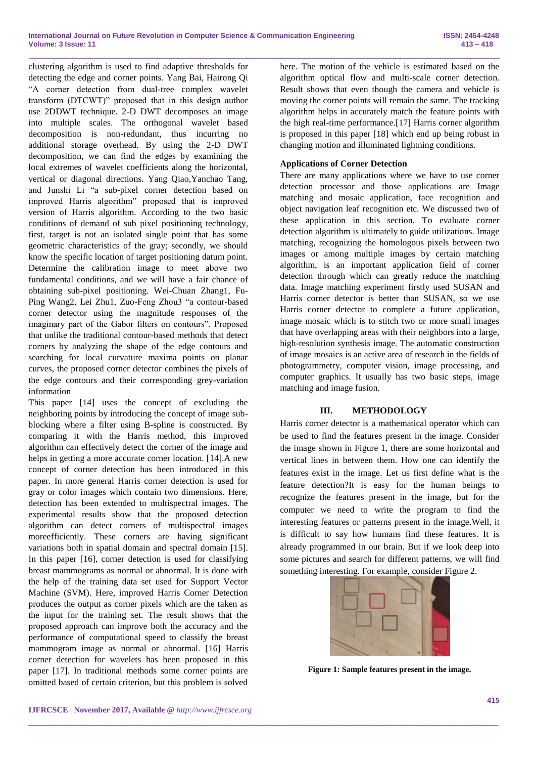clustering algorithm is used to find adaptive thresholds for detecting the edge and corner points. Yang Bai, Hairong Qi "A corner detection from dual-tree complex wavelet transform (DTCWT)" proposed that in this design author use 2DDWT technique. 2-D DWT decomposes an image into multiple scales. The orthogonal wavelet based decomposition is non-redundant, thus incurring no additional storage overhead. By using the 2-D DWT decomposition, we can find the edges by examining the local extremes of wavelet coefficients along the horizontal, vertical or diagonal directions. Yang Qiao,Yanchao Tang, and Junshi Li "a sub-pixel corner detection based on improved Harris algorithm" proposed that is improved version of Harris algorithm. According to the two basic conditions of demand of sub pixel positioning technology, first, target is not an isolated single point that has some geometric characteristics of the gray; secondly, we should know the specific location of target positioning datum point. Determine the calibration image to meet above two fundamental conditions, and we will have a fair chance of obtaining sub-pixel positioning. Wei-Chuan Zhang1, Fu-Ping Wang2, Lei Zhu1, Zuo-Feng Zhou3 "a contour-based corner detector using the magnitude responses of the imaginary part of the Gabor filters on contours". Proposed that unlike the traditional contour-based methods that detect corners by analyzing the shape of the edge contours and searching for local curvature maxima points on planar curves, the proposed corner detector combines the pixels of the edge contours and their corresponding grey-variation information

This paper [14] uses the concept of excluding the neighboring points by introducing the concept of image sub-blocking where a filter using B-spline is constructed. By comparing it with the Harris method, this improved algorithm can effectively detect the corner of the image and helps in getting a more accurate corner location. [14].A new concept of corner detection has been introduced in this paper. In more general Harris corner detection is used for gray or color images which contain two dimensions. Here, detection has been extended to multispectral images. The experimental results show that the proposed detection algorithm can detect corners of multispectral images moreefficiently. These corners are having significant variations both in spatial domain and spectral domain [15]. In this paper [16], corner detection is used for classifying breast mammograms as normal or abnormal. It is done with the help of the training data set used for Support Vector Machine (SVM). Here, improved Harris Corner Detection produces the output as corner pixels which are the taken as the input for the training set. The result shows that the proposed approach can improve both the accuracy and the performance of computational speed to classify the breast mammogram image as normal or abnormal. [16] Harris corner detection for wavelets has been proposed in this paper [17]. In traditional methods some corner points are omitted based of certain criterion, but this problem is solved here. The motion of the vehicle is estimated based on the algorithm optical flow and multi-scale corner detection. Result shows that even though the camera and vehicle is moving the corner points will remain the same. The tracking algorithm helps in accurately match the feature points with the high real-time performance.[17] Harris corner algorithm is proposed in this paper [18] which end up being robust in changing motion and illuminated lightning conditions.

**Applications of Corner Detection**

There are many applications where we have to use corner detection processor and those applications are Image matching and mosaic application, face recognition and object navigation leaf recognition etc. We discussed two of these application in this section. To evaluate corner detection algorithm is ultimately to guide utilizations. Image matching, recognizing the homologous pixels between two images or among multiple images by certain matching algorithm, is an important application field of corner detection through which can greatly reduce the matching data. Image matching experiment firstly used SUSAN and Harris corner detector is better than SUSAN, so we use Harris corner detector to complete a future application, image mosaic which is to stitch two or more small images that have overlapping areas with their neighbors into a large, high-resolution synthesis image. The automatic construction of image mosaics is an active area of research in the fields of photogrammetry, computer vision, image processing, and computer graphics. It usually has two basic steps, image matching and image fusion.

## III. METHODOLOGY

Harris corner detector is a mathematical operator which can be used to find the features present in the image. Consider the image shown in Figure 1, there are some horizontal and vertical lines in between them. How one can identify the features exist in the image. Let us first define what is the feature detection?It is easy for the human beings to recognize the features present in the image, but for the computer we need to write the program to find the interesting features or patterns present in the image.Well, it is difficult to say how humans find these features. It is already programmed in our brain. But if we look deep into some pictures and search for different patterns, we will find something interesting. For example, consider Figure 2.

**Figure 1: Sample features present in the image.**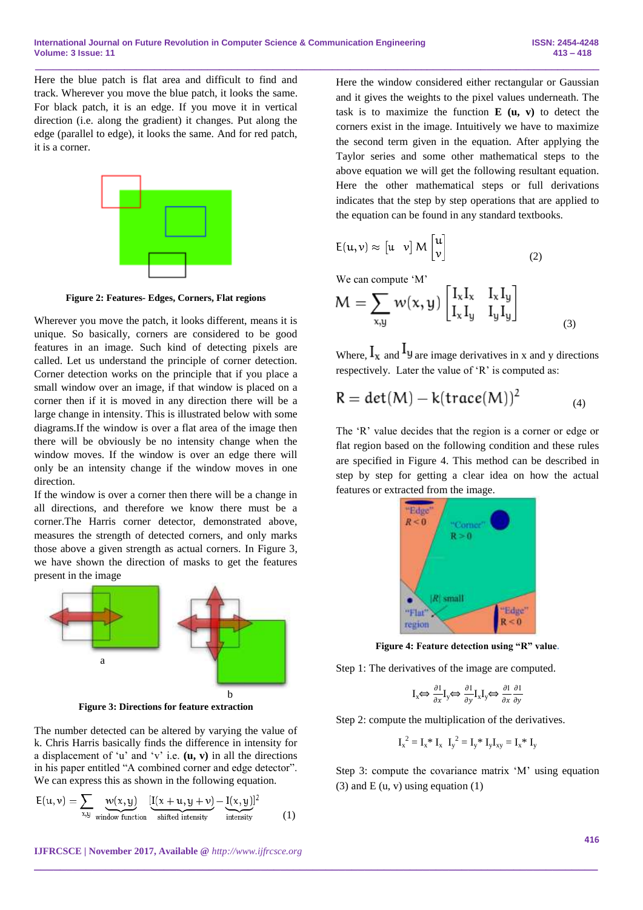Here the blue patch is flat area and difficult to find and track. Wherever you move the blue patch, it looks the same. For black patch, it is an edge. If you move it in vertical direction (i.e. along the gradient) it changes. Put along the edge (parallel to edge), it looks the same. And for red patch, it is a corner.

**Figure 2: Features- Edges, Corners, Flat regions**

Wherever you move the patch, it looks different, means it is unique. So basically, corners are considered to be good features in an image. Such kind of detecting pixels are called. Let us understand the principle of corner detection. Corner detection works on the principle that if you place a small window over an image, if that window is placed on a corner then if it is moved in any direction there will be a large change in intensity. This is illustrated below with some diagrams.If the window is over a flat area of the image then there will be obviously be no intensity change when the window moves. If the window is over an edge there will only be an intensity change if the window moves in one direction.

If the window is over a corner then there will be a change in all directions, and therefore we know there must be a corner.The Harris corner detector, demonstrated above, measures the strength of detected corners, and only marks those above a given strength as actual corners. In Figure 3, we have shown the direction of masks to get the features present in the image

a

b

**Figure 3: Directions for feature extraction**

The number detected can be altered by varying the value of k. Chris Harris basically finds the difference in intensity for a displacement of 'u' and 'v' i.e. **(u, v)** in all the directions in his paper entitled "A combined corner and edge detector". We can express this as shown in the following equation.

$$E(u,v) = \sum_{x,y} \underbrace{w(x,y)}_{\text{window function}} \, [\underbrace{I(x+u,y+v)}_{\text{shifted intensity}} - \underbrace{I(x,y)}_{\text{intensity}}]^2 \qquad (1)$$

Here the window considered either rectangular or Gaussian and it gives the weights to the pixel values underneath. The task is to maximize the function **E (u, v)** to detect the corners exist in the image. Intuitively we have to maximize the second term given in the equation. After applying the Taylor series and some other mathematical steps to the above equation we will get the following resultant equation. Here the other mathematical steps or full derivations indicates that the step by step operations that are applied to the equation can be found in any standard textbooks.

$$E(u,v) \approx \begin{bmatrix} u & v \end{bmatrix} M \begin{bmatrix} u \\ v \end{bmatrix} \qquad (2)$$

We can compute 'M'

$$M = \sum_{x,y} w(x,y) \begin{bmatrix} I_x I_x & I_x I_y \\ I_x I_y & I_y I_y \end{bmatrix} \qquad (3)$$

Where, $I_x$ and $I_y$ are image derivatives in x and y directions respectively. Later the value of 'R' is computed as:

$$R = \det(M) - k(\operatorname{trace}(M))^2 \qquad (4)$$

The 'R' value decides that the region is a corner or edge or flat region based on the following condition and these rules are specified in Figure 4. This method can be described in step by step for getting a clear idea on how the actual features or extracted from the image.

"Edge" $R<0$ | "Corner" $R>0$ | $|R|$ small | "Flat" region | "Edge" $R<0$

**Figure 4: Feature detection using "R" value.**

Step 1: The derivatives of the image are computed.

$$I_x \Leftrightarrow \frac{\partial I}{\partial x} I_y \Leftrightarrow \frac{\partial I}{\partial y} I_x I_y \Leftrightarrow \frac{\partial I}{\partial x}\frac{\partial I}{\partial y}$$

Step 2: compute the multiplication of the derivatives.

$$I_x^2 = I_x * I_x \quad I_y^2 = I_y * I_y I_{xy} = I_x * I_y$$

Step 3: compute the covariance matrix 'M' using equation (3) and E (u, v) using equation (1)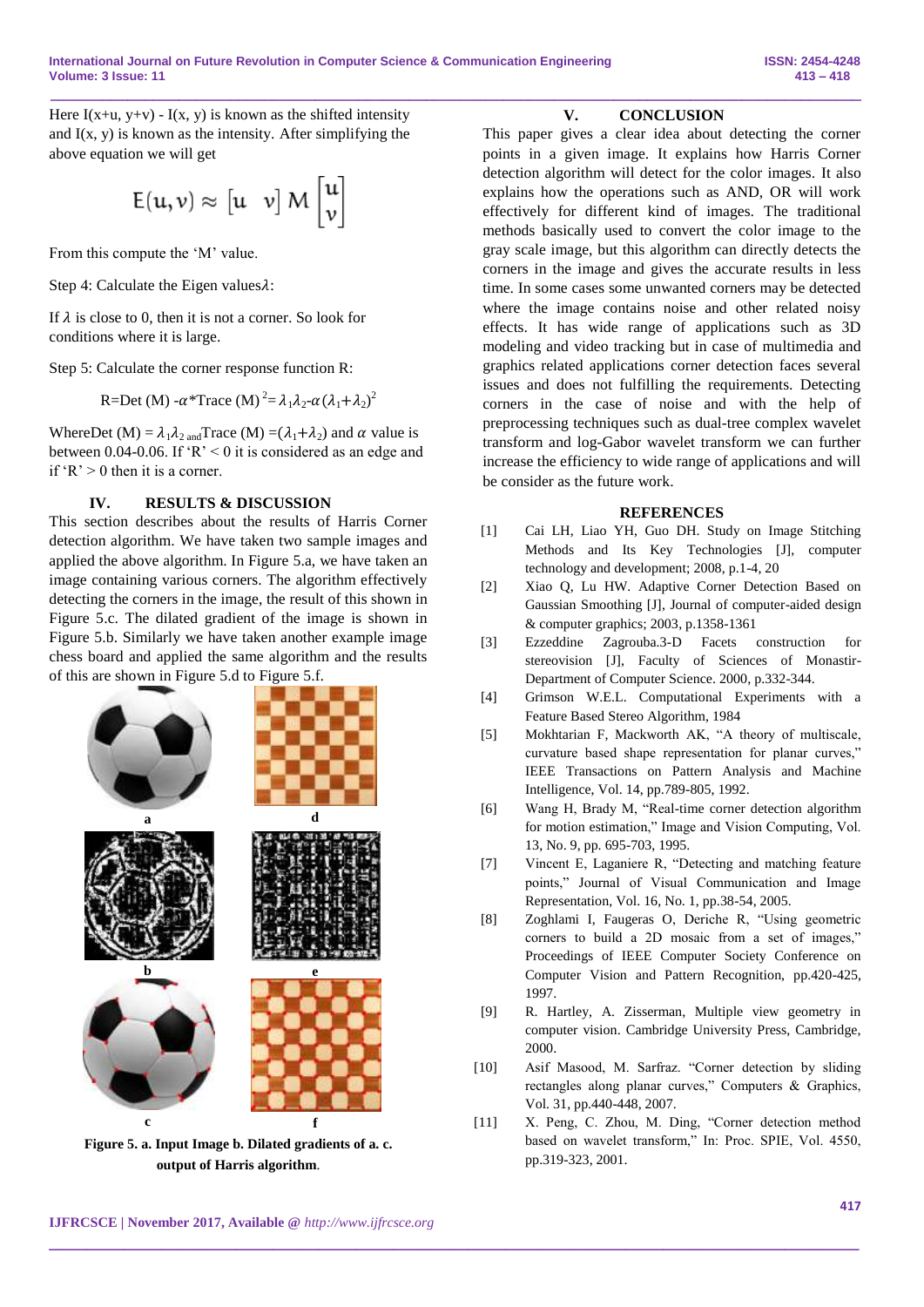Here I(x+u, y+v) - I(x, y) is known as the shifted intensity and I(x, y) is known as the intensity. After simplifying the above equation we will get

$$E(u,v) \approx \begin{bmatrix} u & v \end{bmatrix} M \begin{bmatrix} u \\ v \end{bmatrix}$$

From this compute the 'M' value.

Step 4: Calculate the Eigen values $\lambda$:

If $\lambda$ is close to 0, then it is not a corner. So look for conditions where it is large.

Step 5: Calculate the corner response function R:

$$R = \text{Det}(M) - \alpha * \text{Trace}(M)^2 = \lambda_1\lambda_2 - \alpha(\lambda_1+\lambda_2)^2$$

WhereDet (M) = $\lambda_1\lambda_2$ andTrace (M) =($\lambda_1+\lambda_2$) and $\alpha$ value is between 0.04-0.06. If 'R' < 0 it is considered as an edge and if 'R' > 0 then it is a corner.

## IV. RESULTS & DISCUSSION

This section describes about the results of Harris Corner detection algorithm. We have taken two sample images and applied the above algorithm. In Figure 5.a, we have taken an image containing various corners. The algorithm effectively detecting the corners in the image, the result of this shown in Figure 5.c. The dilated gradient of the image is shown in Figure 5.b. Similarly we have taken another example image chess board and applied the same algorithm and the results of this are shown in Figure 5.d to Figure 5.f.

**Figure 5. a. Input Image b. Dilated gradients of a. c. output of Harris algorithm.**

## V. CONCLUSION

This paper gives a clear idea about detecting the corner points in a given image. It explains how Harris Corner detection algorithm will detect for the color images. It also explains how the operations such as AND, OR will work effectively for different kind of images. The traditional methods basically used to convert the color image to the gray scale image, but this algorithm can directly detects the corners in the image and gives the accurate results in less time. In some cases some unwanted corners may be detected where the image contains noise and other related noisy effects. It has wide range of applications such as 3D modeling and video tracking but in case of multimedia and graphics related applications corner detection faces several issues and does not fulfilling the requirements. Detecting corners in the case of noise and with the help of preprocessing techniques such as dual-tree complex wavelet transform and log-Gabor wavelet transform we can further increase the efficiency to wide range of applications and will be consider as the future work.

## REFERENCES

[1] Cai LH, Liao YH, Guo DH. Study on Image Stitching Methods and Its Key Technologies [J], computer technology and development; 2008, p.1-4, 20

[2] Xiao Q, Lu HW. Adaptive Corner Detection Based on Gaussian Smoothing [J], Journal of computer-aided design & computer graphics; 2003, p.1358-1361

[3] Ezzeddine Zagrouba.3-D Facets construction for stereovision [J], Faculty of Sciences of Monastir-Department of Computer Science. 2000, p.332-344.

[4] Grimson W.E.L. Computational Experiments with a Feature Based Stereo Algorithm, 1984

[5] Mokhtarian F, Mackworth AK, "A theory of multiscale, curvature based shape representation for planar curves," IEEE Transactions on Pattern Analysis and Machine Intelligence, Vol. 14, pp.789-805, 1992.

[6] Wang H, Brady M, "Real-time corner detection algorithm for motion estimation," Image and Vision Computing, Vol. 13, No. 9, pp. 695-703, 1995.

[7] Vincent E, Laganiere R, "Detecting and matching feature points," Journal of Visual Communication and Image Representation, Vol. 16, No. 1, pp.38-54, 2005.

[8] Zoghlami I, Faugeras O, Deriche R, "Using geometric corners to build a 2D mosaic from a set of images," Proceedings of IEEE Computer Society Conference on Computer Vision and Pattern Recognition, pp.420-425, 1997.

[9] R. Hartley, A. Zisserman, Multiple view geometry in computer vision. Cambridge University Press, Cambridge, 2000.

[10] Asif Masood, M. Sarfraz. "Corner detection by sliding rectangles along planar curves," Computers & Graphics, Vol. 31, pp.440-448, 2007.

[11] X. Peng, C. Zhou, M. Ding, "Corner detection method based on wavelet transform," In: Proc. SPIE, Vol. 4550, pp.319-323, 2001.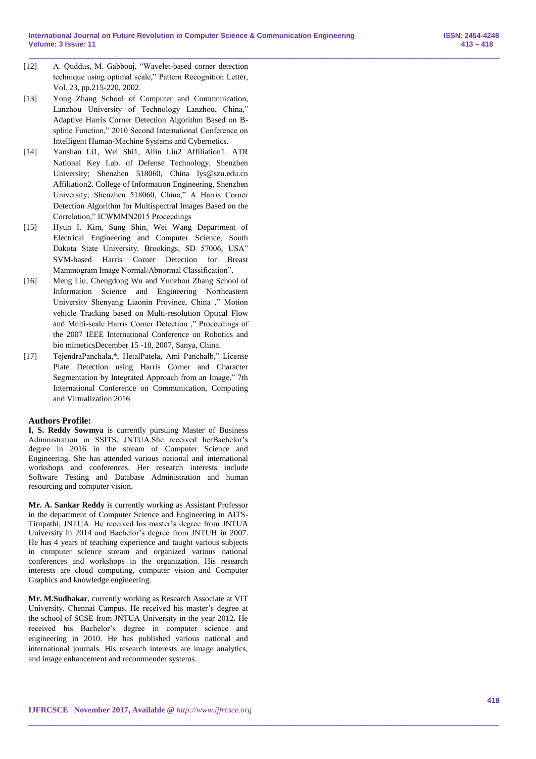[12] A. Quddus, M. Gabbouj, "Wavelet-based corner detection technique using optimal scale," Pattern Recognition Letter, Vol. 23, pp.215-220, 2002.

[13] Yong Zhang School of Computer and Communication, Lanzhou University of Technology Lanzhou, China," Adaptive Harris Corner Detection Algorithm Based on B-spline Function," 2010 Second International Conference on Intelligent Human-Machine Systems and Cybernetics.

[14] Yanshan Li1, Wei Shi1, Ailin Liu2 Affiliation1. ATR National Key Lab. of Defense Technology, Shenzhen University; Shenzhen 518060, China lys@szu.edu.cn Affiliation2. College of Information Engineering, Shenzhen University; Shenzhen 518060, China," A Harris Corner Detection Algorithm for Multispectral Images Based on the Correlation," ICWMMN2015 Proceedings

[15] Hyun I. Kim, Sung Shin, Wei Wang Department of Electrical Engineering and Computer Science, South Dakota State University, Brookings, SD 57006, USA" SVM-based Harris Corner Detection for Breast Mammogram Image Normal/Abnormal Classification".

[16] Meng Liu, Chengdong Wu and Yunzhou Zhang School of Information Science and Engineering Northeastern University Shenyang Liaonin Province, China ," Motion vehicle Tracking based on Multi-resolution Optical Flow and Multi-scale Harris Corner Detection ," Proceedings of the 2007 IEEE International Conference on Robotics and bio mimeticsDecember 15 -18, 2007, Sanya, China.

[17] TejendraPanchala,*, HetalPatela, Ami Panchalb," License Plate Detection using Harris Corner and Character Segmentation by Integrated Approach from an Image," 7th International Conference on Communication, Computing and Virtualization 2016

### Authors Profile:

**I, S. Reddy Sowmya** is currently pursuing Master of Business Administration in SSITS, JNTUA.She received herBachelor's degree in 2016 in the stream of Computer Science and Engineering. She has attended various national and international workshops and conferences. Her research interests include Software Testing and Database Administration and human resourcing and computer vision.

**Mr. A. Sankar Reddy** is currently working as Assistant Professor in the department of Computer Science and Engineering in AITS-Tirupathi, JNTUA. He received his master's degree from JNTUA University in 2014 and Bachelor's degree from JNTUH in 2007. He has 4 years of teaching experience and taught various subjects in computer science stream and organized various national conferences and workshops in the organization. His research interests are cloud computing, computer vision and Computer Graphics and knowledge engineering.

**Mr. M.Sudhakar**, currently working as Research Associate at VIT University, Chennai Campus. He received his master's degree at the school of SCSE from JNTUA University in the year 2012. He received his Bachelor's degree in computer science and engineering in 2010. He has published various national and international journals. His research interests are image analytics, and image enhancement and recommender systems.